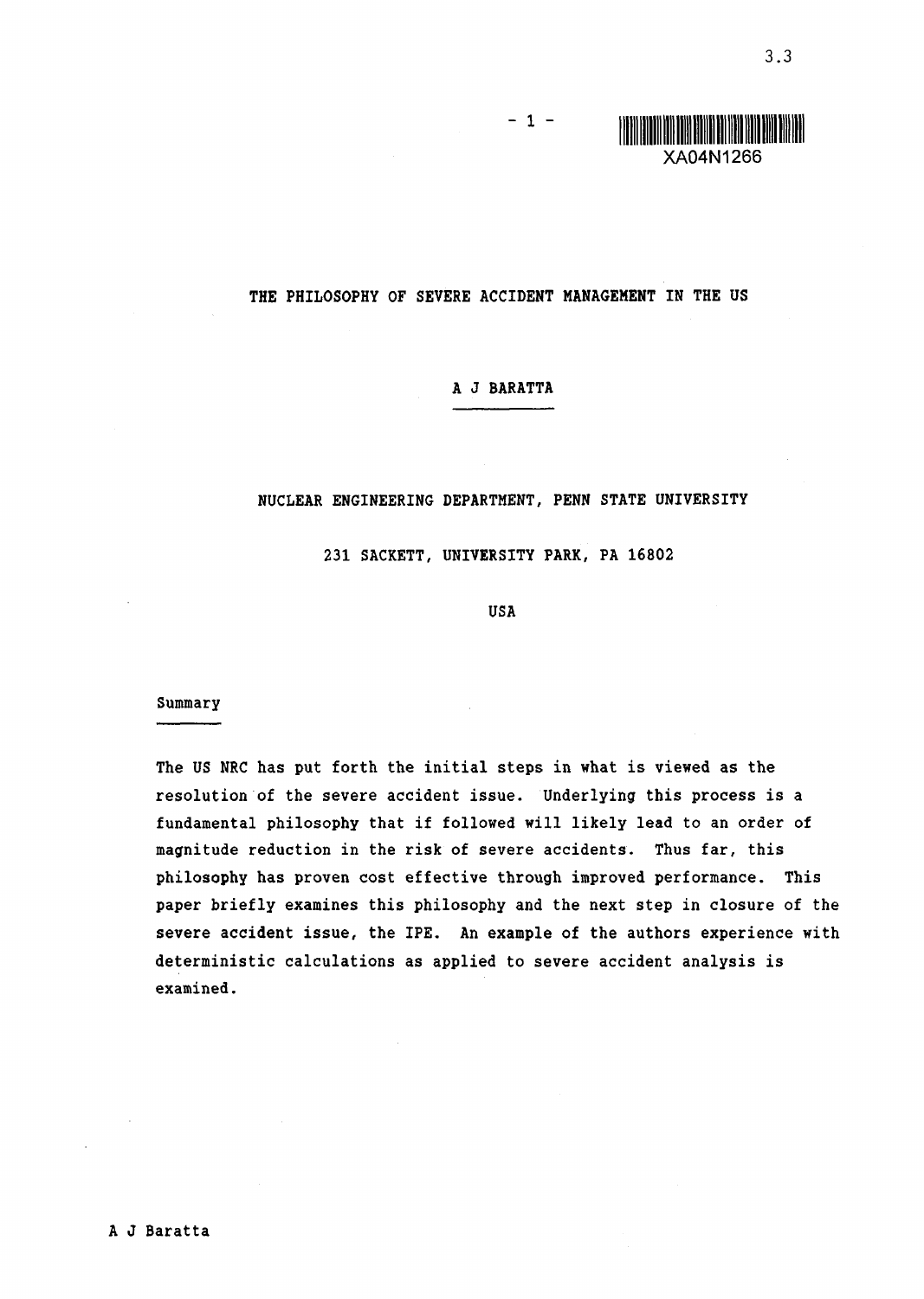# THE PHILOSOPHY OF SEVERE ACCIDENT MANAGEMENT IN THE US

A J BARATTA

NUCLEAR ENGINEERING DEPARTMENT, PENN STATE UNIVERSITY

231 SACKETT, UNIVERSITY PARK, PA 16802

USA

## Summary

The US NRC has put forth the initial steps in what is viewed as the resolution of the severe accident issue. Underlying this process is a fundamental philosophy that if followed will likely lead to an order of magnitude reduction in the risk of severe accidents. Thus far, this philosophy has proven cost effective through improved performance. This paper briefly examines this philosophy and the next step in closure of the severe accident issue, the IPE. An example of the authors experience with deterministic calculations as applied to severe accident analysis is examined.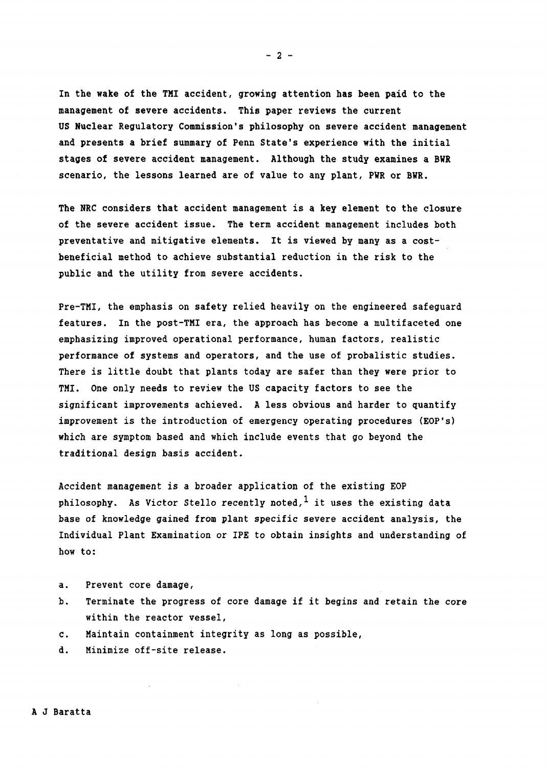In the wake of the TMI accident, growing attention has been paid to the management of severe accidents. This paper reviews the current US Nuclear Regulatory Commission's philosophy on severe accident management and presents a brief summary of Penn State's experience with the initial stages of severe accident management. Although the study examines a BWR scenario, the lessons learned are of value to any plant, PWR or BWR.

The NRC considers that accident management is a key element to the closure of the severe accident issue. The term accident management includes both preventative and mitigative elements. It is viewed by many as a cost-beneficial method to achieve substantial reduction in the risk to the public and the utility from severe accidents.

Pre-TMI, the emphasis on safety relied heavily on the engineered safeguard features. In the post-TMI era, the approach has become a multifaceted one emphasizing improved operational performance, human factors, realistic performance of systems and operators, and the use of probalistic studies. There is little doubt that plants today are safer than they were prior to TMI. One only needs to review the US capacity factors to see the significant improvements achieved. A less obvious and harder to quantify improvement is the introduction of emergency operating procedures (EOP's) which are symptom based and which include events that go beyond the traditional design basis accident.

Accident management is a broader application of the existing EOP philosophy. As Victor Stello recently noted,[1] it uses the existing data base of knowledge gained from plant specific severe accident analysis, the Individual Plant Examination or IPE to obtain insights and understanding of how to:

a. Prevent core damage,
b. Terminate the progress of core damage if it begins and retain the core within the reactor vessel,
c. Maintain containment integrity as long as possible,
d. Minimize off-site release.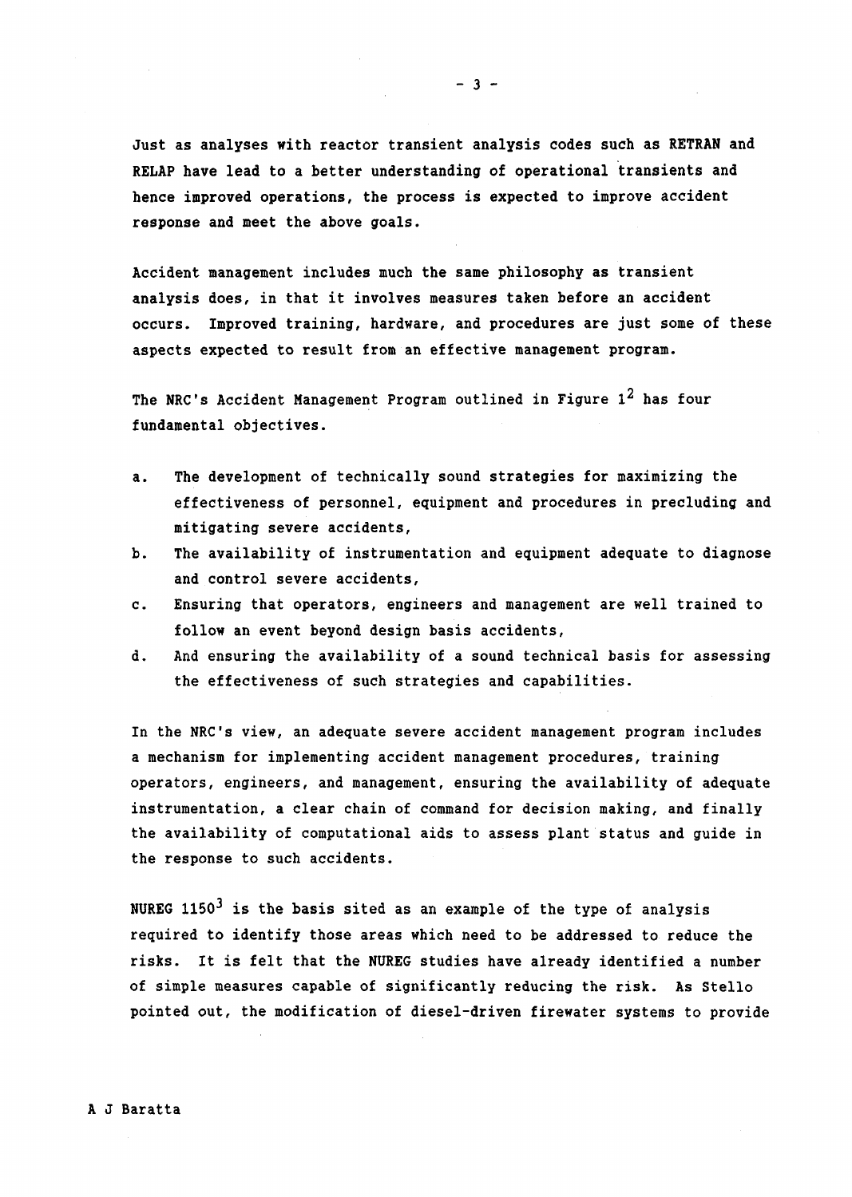Just as analyses with reactor transient analysis codes such as RETRAN and RELAP have lead to a better understanding of operational transients and hence improved operations, the process is expected to improve accident response and meet the above goals.

Accident management includes much the same philosophy as transient analysis does, in that it involves measures taken before an accident occurs. Improved training, hardware, and procedures are just some of these aspects expected to result from an effective management program.

The NRC's Accident Management Program outlined in Figure 1[2] has four fundamental objectives.

a. The development of technically sound strategies for maximizing the effectiveness of personnel, equipment and procedures in precluding and mitigating severe accidents,
b. The availability of instrumentation and equipment adequate to diagnose and control severe accidents,
c. Ensuring that operators, engineers and management are well trained to follow an event beyond design basis accidents,
d. And ensuring the availability of a sound technical basis for assessing the effectiveness of such strategies and capabilities.

In the NRC's view, an adequate severe accident management program includes a mechanism for implementing accident management procedures, training operators, engineers, and management, ensuring the availability of adequate instrumentation, a clear chain of command for decision making, and finally the availability of computational aids to assess plant status and guide in the response to such accidents.

NUREG 1150[3] is the basis sited as an example of the type of analysis required to identify those areas which need to be addressed to reduce the risks. It is felt that the NUREG studies have already identified a number of simple measures capable of significantly reducing the risk. As Stello pointed out, the modification of diesel-driven firewater systems to provide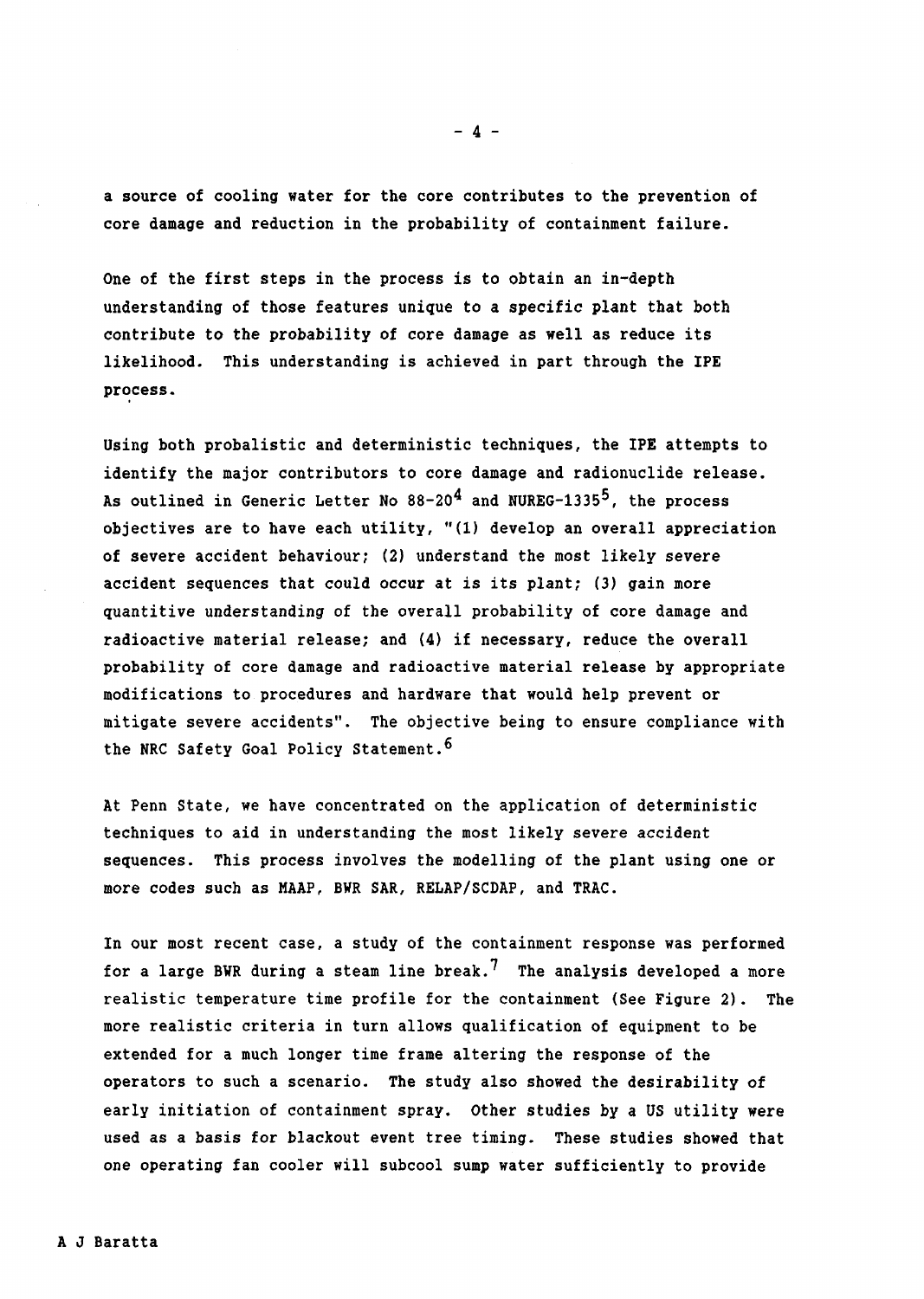a source of cooling water for the core contributes to the prevention of core damage and reduction in the probability of containment failure.

One of the first steps in the process is to obtain an in-depth understanding of those features unique to a specific plant that both contribute to the probability of core damage as well as reduce its likelihood. This understanding is achieved in part through the IPE process.

Using both probalistic and deterministic techniques, the IPE attempts to identify the major contributors to core damage and radionuclide release. As outlined in Generic Letter No 88-20[4] and NUREG-1335[5], the process objectives are to have each utility, "(1) develop an overall appreciation of severe accident behaviour; (2) understand the most likely severe accident sequences that could occur at is its plant; (3) gain more quantitive understanding of the overall probability of core damage and radioactive material release; and (4) if necessary, reduce the overall probability of core damage and radioactive material release by appropriate modifications to procedures and hardware that would help prevent or mitigate severe accidents". The objective being to ensure compliance with the NRC Safety Goal Policy Statement.[6]

At Penn State, we have concentrated on the application of deterministic techniques to aid in understanding the most likely severe accident sequences. This process involves the modelling of the plant using one or more codes such as MAAP, BWR SAR, RELAP/SCDAP, and TRAC.

In our most recent case, a study of the containment response was performed for a large BWR during a steam line break.[7] The analysis developed a more realistic temperature time profile for the containment (See Figure 2). The more realistic criteria in turn allows qualification of equipment to be extended for a much longer time frame altering the response of the operators to such a scenario. The study also showed the desirability of early initiation of containment spray. Other studies by a US utility were used as a basis for blackout event tree timing. These studies showed that one operating fan cooler will subcool sump water sufficiently to provide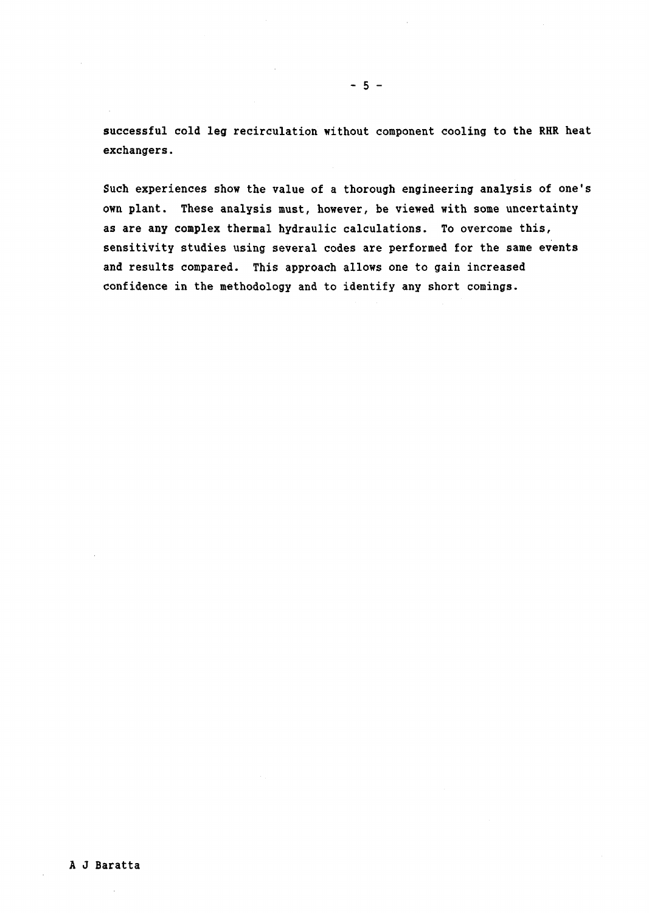successful cold leg recirculation without component cooling to the RHR heat exchangers.

Such experiences show the value of a thorough engineering analysis of one's own plant. These analysis must, however, be viewed with some uncertainty as are any complex thermal hydraulic calculations. To overcome this, sensitivity studies using several codes are performed for the same events and results compared. This approach allows one to gain increased confidence in the methodology and to identify any short comings.

A J Baratta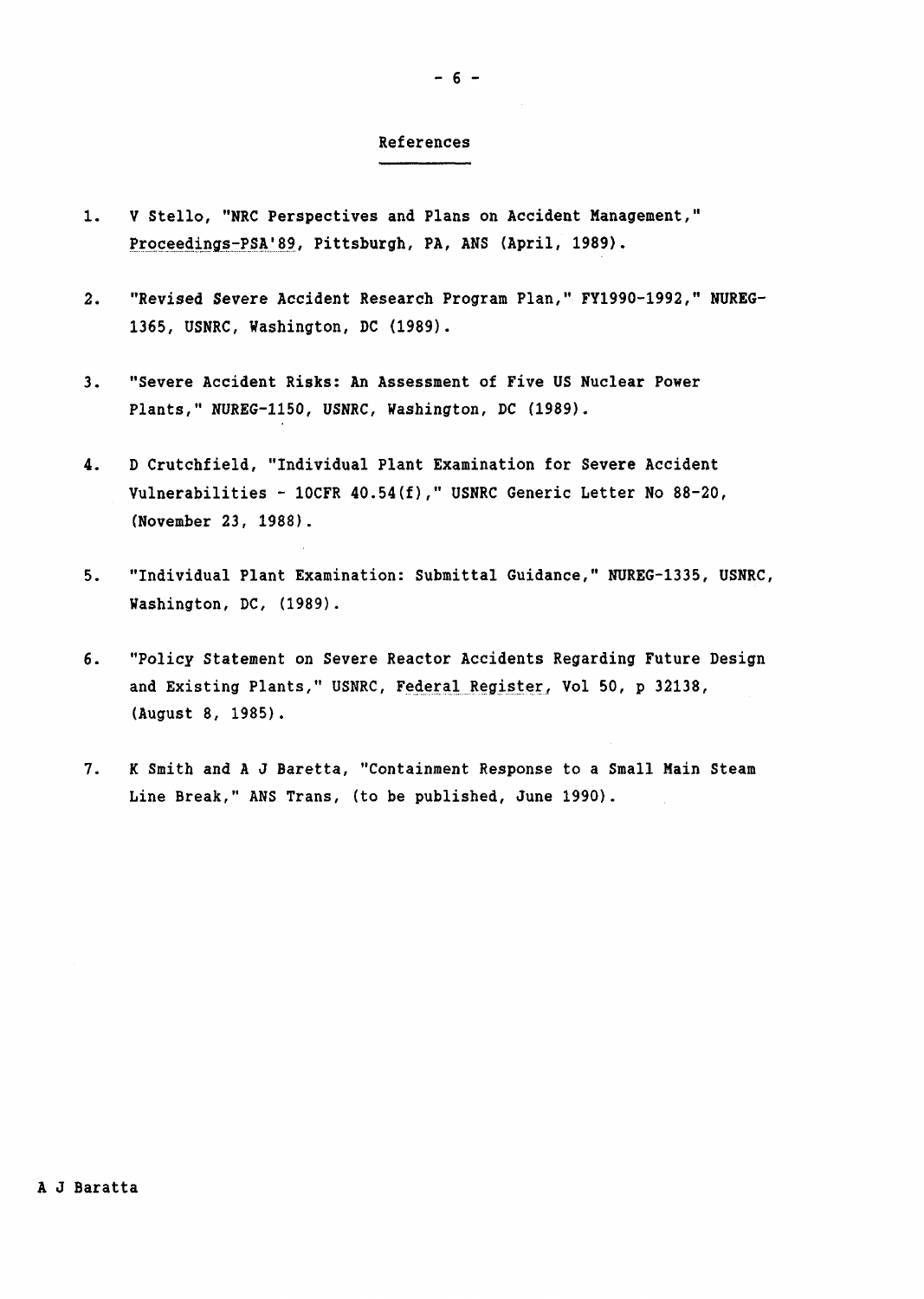## References

1. V Stello, "NRC Perspectives and Plans on Accident Management," Proceedings-PSA'89, Pittsburgh, PA, ANS (April, 1989).

2. "Revised Severe Accident Research Program Plan," FY1990-1992," NUREG-1365, USNRC, Washington, DC (1989).

3. "Severe Accident Risks: An Assessment of Five US Nuclear Power Plants," NUREG-1150, USNRC, Washington, DC (1989).

4. D Crutchfield, "Individual Plant Examination for Severe Accident Vulnerabilities - 10CFR 40.54(f)," USNRC Generic Letter No 88-20, (November 23, 1988).

5. "Individual Plant Examination: Submittal Guidance," NUREG-1335, USNRC, Washington, DC, (1989).

6. "Policy Statement on Severe Reactor Accidents Regarding Future Design and Existing Plants," USNRC, Federal Register, Vol 50, p 32138, (August 8, 1985).

7. K Smith and A J Baretta, "Containment Response to a Small Main Steam Line Break," ANS Trans, (to be published, June 1990).

A J Baratta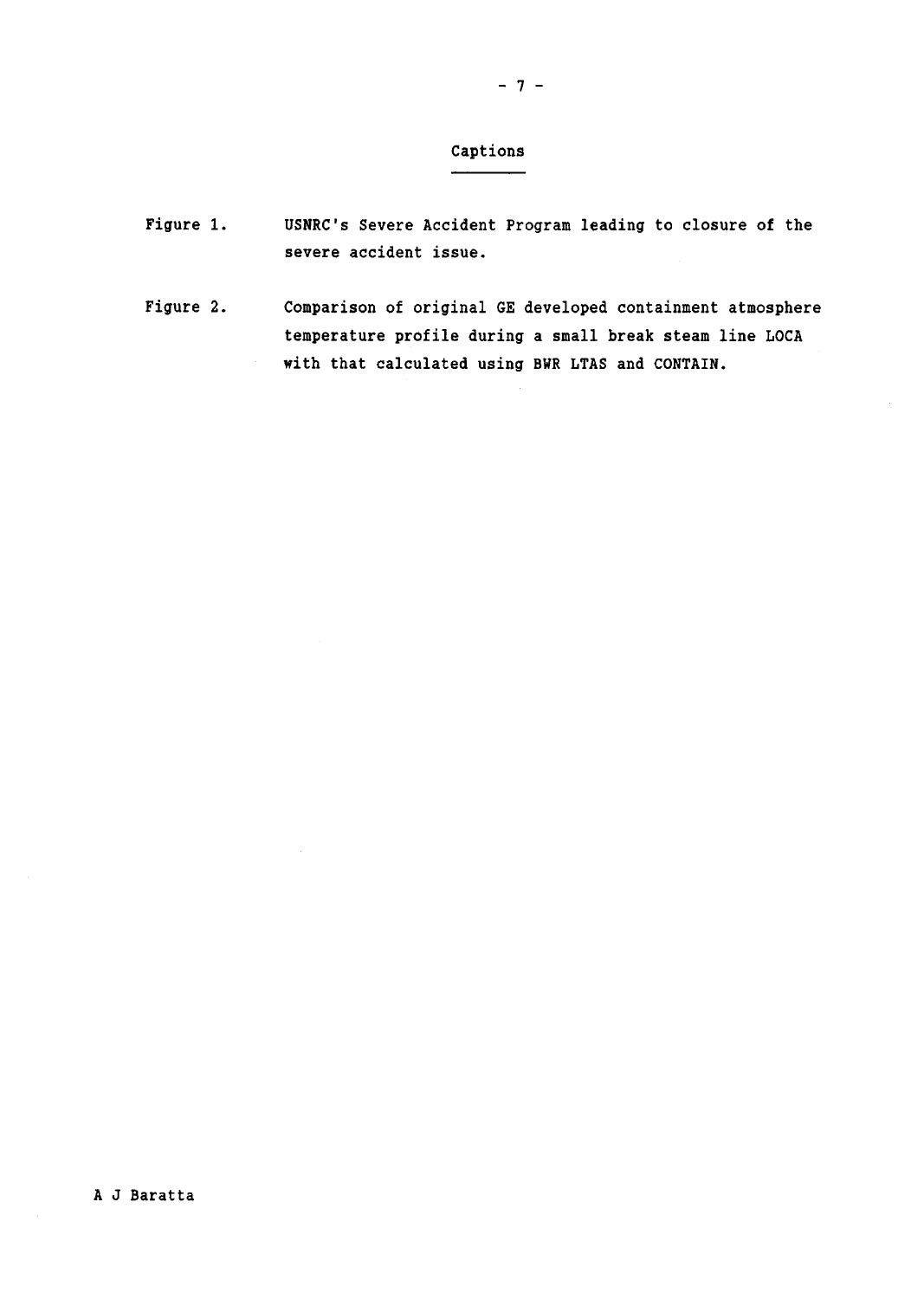## Captions

Figure 1. USNRC's Severe Accident Program leading to closure of the severe accident issue.

Figure 2. Comparison of original GE developed containment atmosphere temperature profile during a small break steam line LOCA with that calculated using BWR LTAS and CONTAIN.

A J Baratta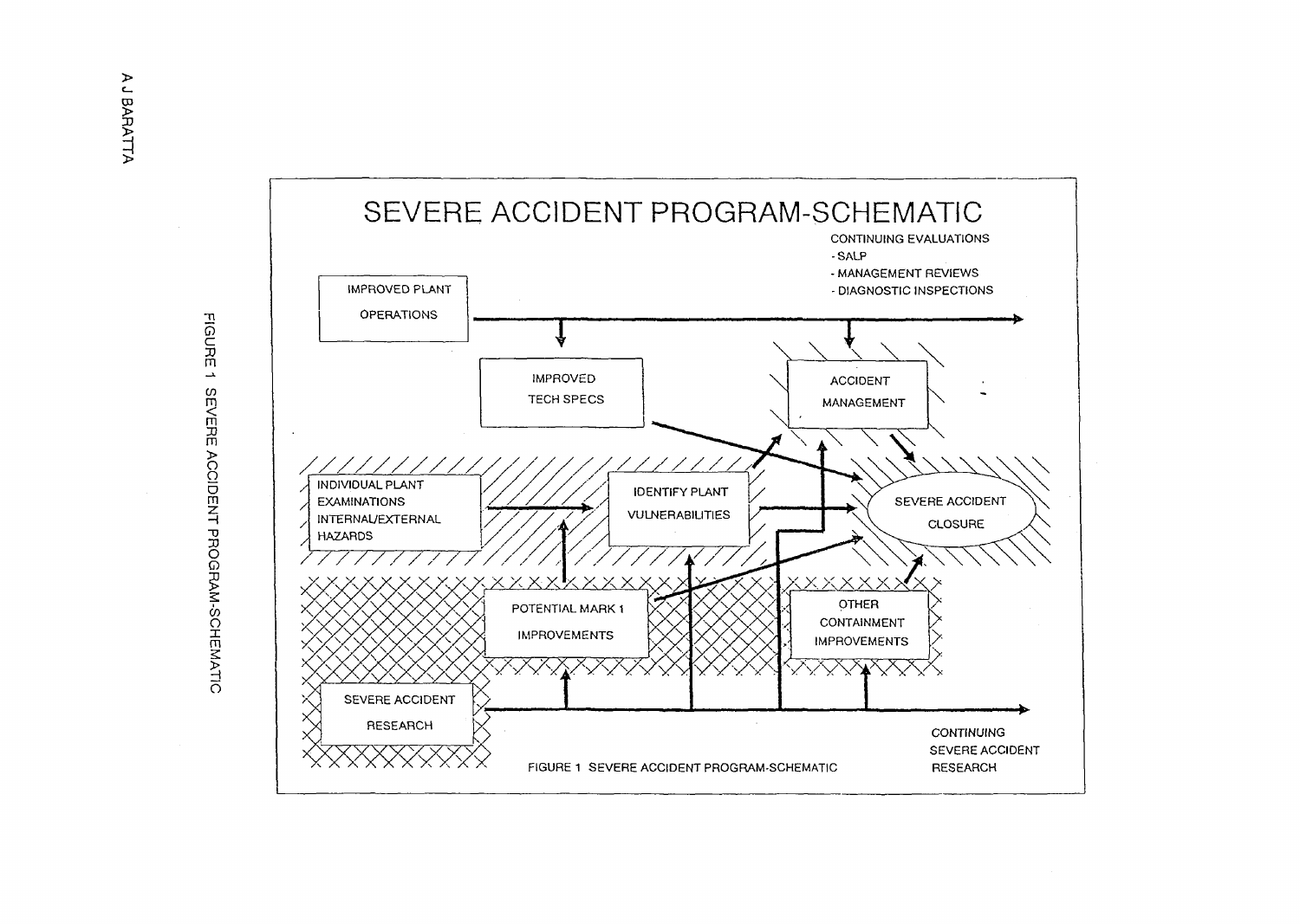# SEVERE ACCIDENT PROGRAM-SCHEMATIC

CONTINUING EVALUATIONS
- SALP
- MANAGEMENT REVIEWS
- DIAGNOSTIC INSPECTIONS

IMPROVED PLANT OPERATIONS

IMPROVED TECH SPECS

ACCIDENT MANAGEMENT

INDIVIDUAL PLANT EXAMINATIONS INTERNAL/EXTERNAL HAZARDS

IDENTIFY PLANT VULNERABILITIES

SEVERE ACCIDENT CLOSURE

POTENTIAL MARK 1 IMPROVEMENTS

OTHER CONTAINMENT IMPROVEMENTS

SEVERE ACCIDENT RESEARCH

CONTINUING SEVERE ACCIDENT RESEARCH

FIGURE 1 SEVERE ACCIDENT PROGRAM-SCHEMATIC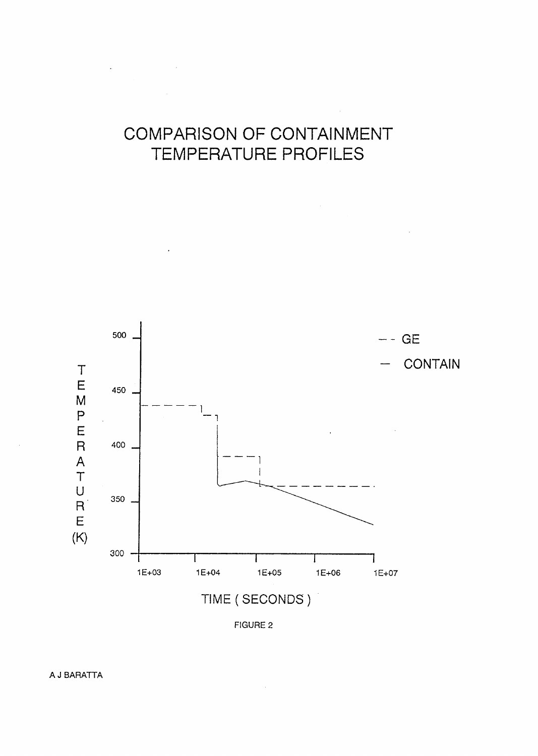# COMPARISON OF CONTAINMENT TEMPERATURE PROFILES

TEMPERATURE (K)

500

450

400

350

300

-- GE

— CONTAIN

1E+03

1E+04

1E+05

1E+06

1E+07

TIME ( SECONDS )

FIGURE 2

A J BARATTA